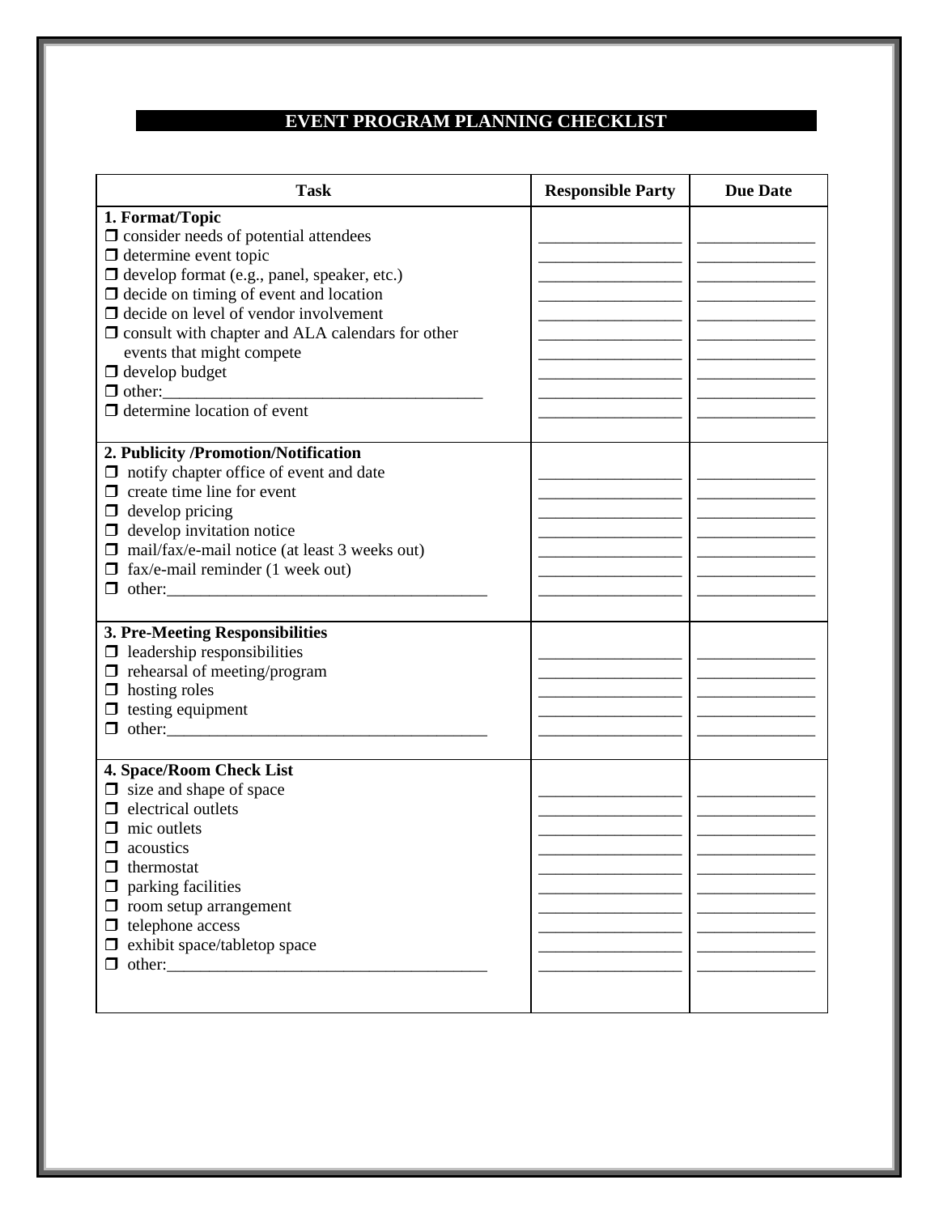# EVENT PROGRAM PLANNING CHECKLIST

| Task | Responsible Party | Due Date |
|---|---|---|
| **1. Format/Topic** | | |
| ❒ consider needs of potential attendees | ________________ | ______________ |
| ❒ determine event topic | ________________ | ______________ |
| ❒ develop format (e.g., panel, speaker, etc.) | ________________ | ______________ |
| ❒ decide on timing of event and location | ________________ | ______________ |
| ❒ decide on level of vendor involvement | ________________ | ______________ |
| ❒ consult with chapter and ALA calendars for other events that might compete | ________________ | ______________ |
| ❒ develop budget | ________________ | ______________ |
| ❒ other:_______________________________________ | ________________ | ______________ |
| ❒ determine location of event | ________________ | ______________ |
| **2. Publicity /Promotion/Notification** | | |
| ❒ notify chapter office of event and date | ________________ | ______________ |
| ❒ create time line for event | ________________ | ______________ |
| ❒ develop pricing | ________________ | ______________ |
| ❒ develop invitation notice | ________________ | ______________ |
| ❒ mail/fax/e-mail notice (at least 3 weeks out) | ________________ | ______________ |
| ❒ fax/e-mail reminder (1 week out) | ________________ | ______________ |
| ❒ other:_______________________________________ | ________________ | ______________ |
| **3. Pre-Meeting Responsibilities** | | |
| ❒ leadership responsibilities | ________________ | ______________ |
| ❒ rehearsal of meeting/program | ________________ | ______________ |
| ❒ hosting roles | ________________ | ______________ |
| ❒ testing equipment | ________________ | ______________ |
| ❒ other:_______________________________________ | ________________ | ______________ |
| **4. Space/Room Check List** | | |
| ❒ size and shape of space | ________________ | ______________ |
| ❒ electrical outlets | ________________ | ______________ |
| ❒ mic outlets | ________________ | ______________ |
| ❒ acoustics | ________________ | ______________ |
| ❒ thermostat | ________________ | ______________ |
| ❒ parking facilities | ________________ | ______________ |
| ❒ room setup arrangement | ________________ | ______________ |
| ❒ telephone access | ________________ | ______________ |
| ❒ exhibit space/tabletop space | ________________ | ______________ |
| ❒ other:_______________________________________ | ________________ | ______________ |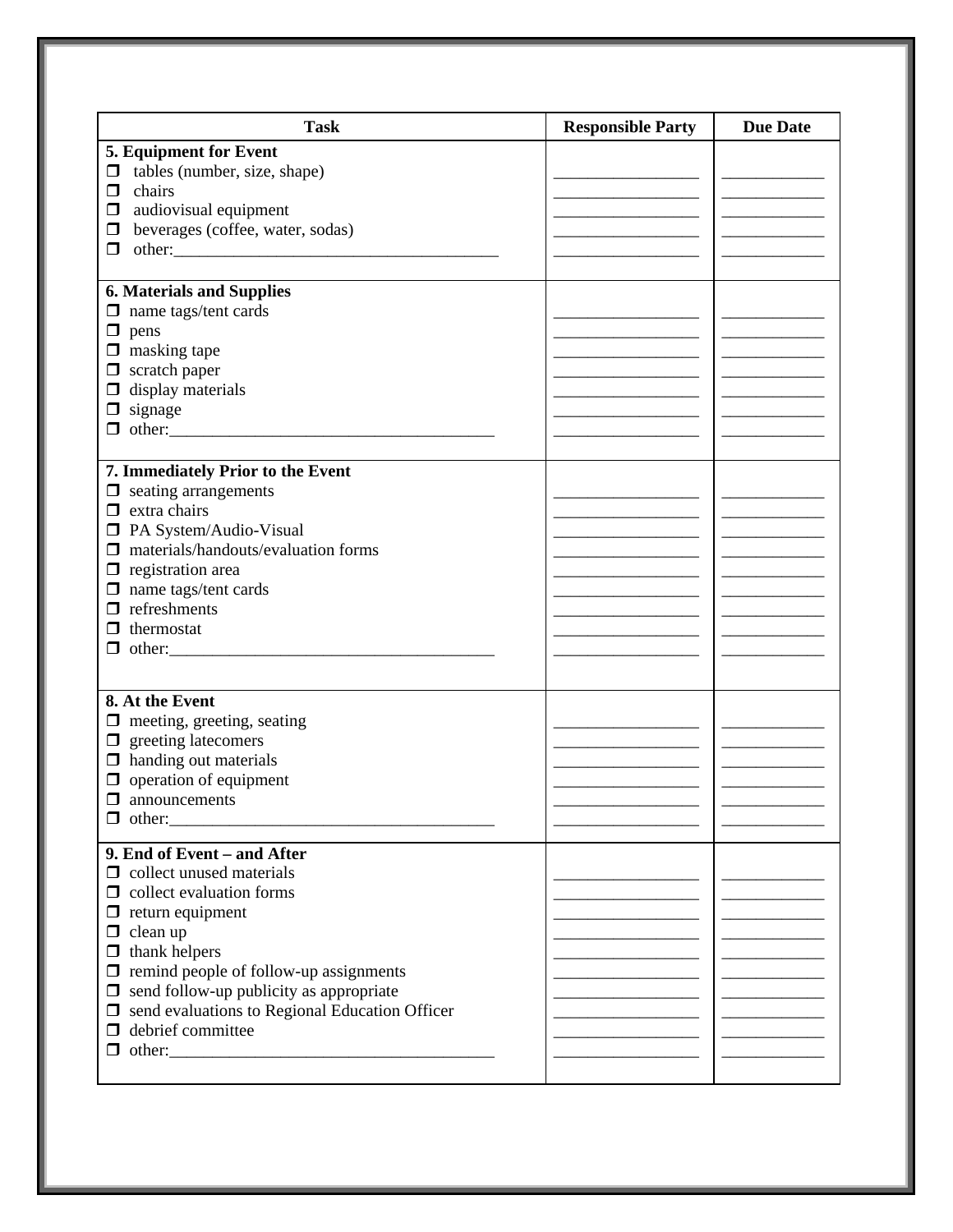| Task | Responsible Party | Due Date |
|---|---|---|
| **5. Equipment for Event** | | |
| ❒ tables (number, size, shape) | ________________ | ____________ |
| ❒ chairs | ________________ | ____________ |
| ❒ audiovisual equipment | ________________ | ____________ |
| ❒ beverages (coffee, water, sodas) | ________________ | ____________ |
| ❒ other:______________________________________ | ________________ | ____________ |
| **6. Materials and Supplies** | | |
| ❒ name tags/tent cards | ________________ | ____________ |
| ❒ pens | ________________ | ____________ |
| ❒ masking tape | ________________ | ____________ |
| ❒ scratch paper | ________________ | ____________ |
| ❒ display materials | ________________ | ____________ |
| ❒ signage | ________________ | ____________ |
| ❒ other:______________________________________ | ________________ | ____________ |
| **7. Immediately Prior to the Event** | | |
| ❒ seating arrangements | ________________ | ____________ |
| ❒ extra chairs | ________________ | ____________ |
| ❒ PA System/Audio-Visual | ________________ | ____________ |
| ❒ materials/handouts/evaluation forms | ________________ | ____________ |
| ❒ registration area | ________________ | ____________ |
| ❒ name tags/tent cards | ________________ | ____________ |
| ❒ refreshments | ________________ | ____________ |
| ❒ thermostat | ________________ | ____________ |
| ❒ other:______________________________________ | ________________ | ____________ |
| **8. At the Event** | | |
| ❒ meeting, greeting, seating | ________________ | ____________ |
| ❒ greeting latecomers | ________________ | ____________ |
| ❒ handing out materials | ________________ | ____________ |
| ❒ operation of equipment | ________________ | ____________ |
| ❒ announcements | ________________ | ____________ |
| ❒ other:______________________________________ | ________________ | ____________ |
| **9. End of Event – and After** | | |
| ❒ collect unused materials | ________________ | ____________ |
| ❒ collect evaluation forms | ________________ | ____________ |
| ❒ return equipment | ________________ | ____________ |
| ❒ clean up | ________________ | ____________ |
| ❒ thank helpers | ________________ | ____________ |
| ❒ remind people of follow-up assignments | ________________ | ____________ |
| ❒ send follow-up publicity as appropriate | ________________ | ____________ |
| ❒ send evaluations to Regional Education Officer | ________________ | ____________ |
| ❒ debrief committee | ________________ | ____________ |
| ❒ other:______________________________________ | ________________ | ____________ |